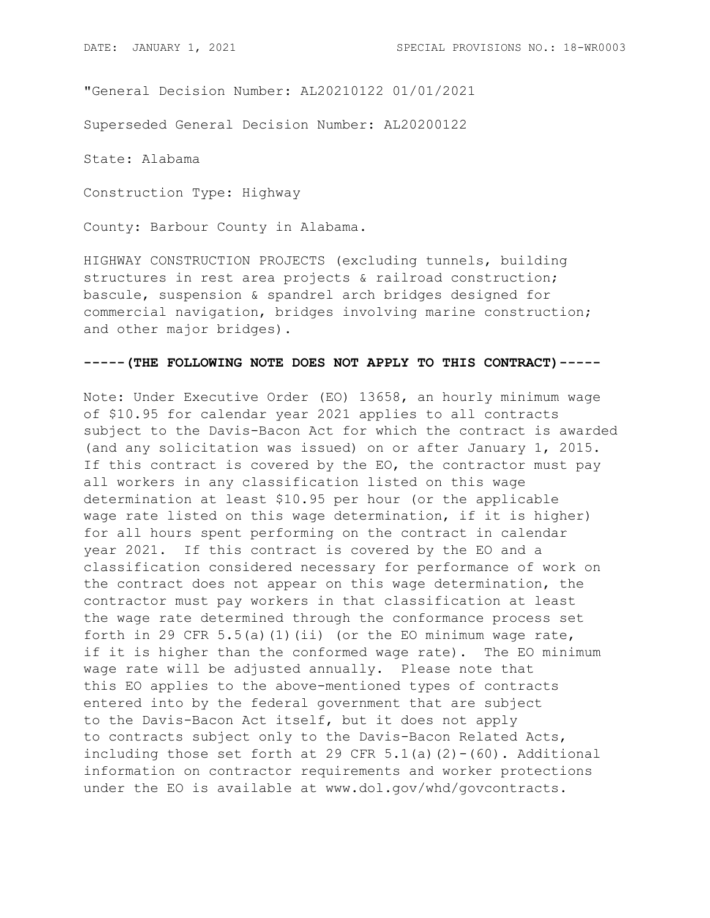DATE: JANUARY 1, 2021 SPECIAL PROVISIONS NO.: 18-WR0003

"General Decision Number: AL20210122 01/01/2021

Superseded General Decision Number: AL20200122

State: Alabama

Construction Type: Highway

County: Barbour County in Alabama.

HIGHWAY CONSTRUCTION PROJECTS (excluding tunnels, building structures in rest area projects & railroad construction; bascule, suspension & spandrel arch bridges designed for commercial navigation, bridges involving marine construction; and other major bridges).

**-----(THE FOLLOWING NOTE DOES NOT APPLY TO THIS CONTRACT)-----**

Note: Under Executive Order (EO) 13658, an hourly minimum wage of $10.95 for calendar year 2021 applies to all contracts subject to the Davis-Bacon Act for which the contract is awarded (and any solicitation was issued) on or after January 1, 2015. If this contract is covered by the EO, the contractor must pay all workers in any classification listed on this wage determination at least $10.95 per hour (or the applicable wage rate listed on this wage determination, if it is higher) for all hours spent performing on the contract in calendar year 2021. If this contract is covered by the EO and a classification considered necessary for performance of work on the contract does not appear on this wage determination, the contractor must pay workers in that classification at least the wage rate determined through the conformance process set forth in 29 CFR 5.5(a)(1)(ii) (or the EO minimum wage rate, if it is higher than the conformed wage rate). The EO minimum wage rate will be adjusted annually. Please note that this EO applies to the above-mentioned types of contracts entered into by the federal government that are subject to the Davis-Bacon Act itself, but it does not apply to contracts subject only to the Davis-Bacon Related Acts, including those set forth at 29 CFR 5.1(a)(2)-(60). Additional information on contractor requirements and worker protections under the EO is available at www.dol.gov/whd/govcontracts.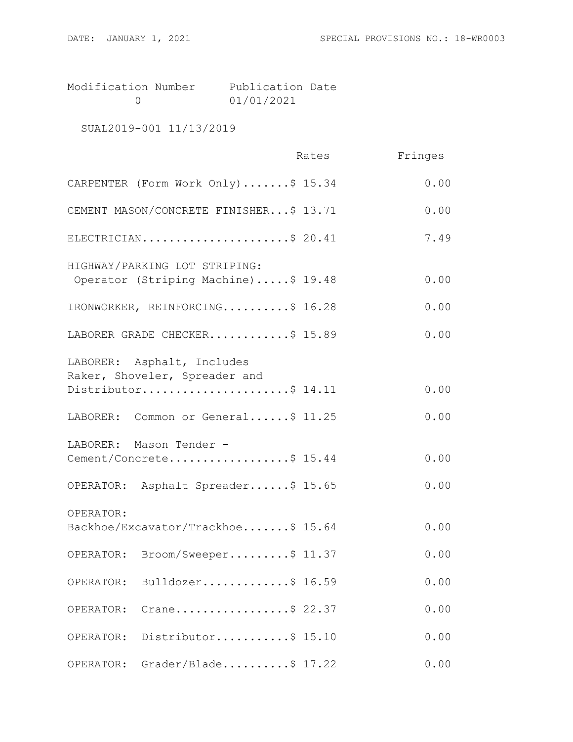Modification Number Publication Date
0 01/01/2021

SUAL2019-001 11/13/2019

| | Rates | Fringes |
|---|---|---|
| CARPENTER (Form Work Only) | $ 15.34 | 0.00 |
| CEMENT MASON/CONCRETE FINISHER | $ 13.71 | 0.00 |
| ELECTRICIAN | $ 20.41 | 7.49 |
| HIGHWAY/PARKING LOT STRIPING: Operator (Striping Machine) | $ 19.48 | 0.00 |
| IRONWORKER, REINFORCING | $ 16.28 | 0.00 |
| LABORER GRADE CHECKER | $ 15.89 | 0.00 |
| LABORER: Asphalt, Includes Raker, Shoveler, Spreader and Distributor | $ 14.11 | 0.00 |
| LABORER: Common or General | $ 11.25 | 0.00 |
| LABORER: Mason Tender - Cement/Concrete | $ 15.44 | 0.00 |
| OPERATOR: Asphalt Spreader | $ 15.65 | 0.00 |
| OPERATOR: Backhoe/Excavator/Trackhoe | $ 15.64 | 0.00 |
| OPERATOR: Broom/Sweeper | $ 11.37 | 0.00 |
| OPERATOR: Bulldozer | $ 16.59 | 0.00 |
| OPERATOR: Crane | $ 22.37 | 0.00 |
| OPERATOR: Distributor | $ 15.10 | 0.00 |
| OPERATOR: Grader/Blade | $ 17.22 | 0.00 |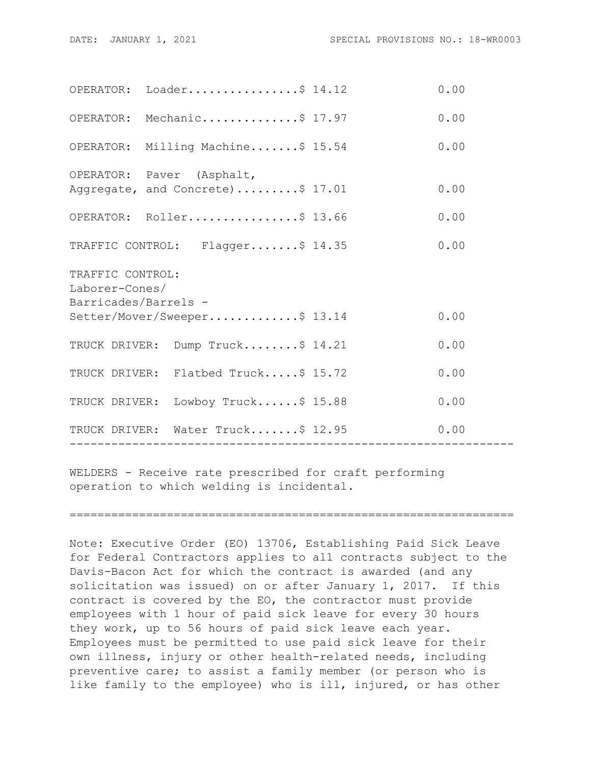| Classification | Rates | Fringes |
|---|---|---|
| OPERATOR: Loader | $ 14.12 | 0.00 |
| OPERATOR: Mechanic | $ 17.97 | 0.00 |
| OPERATOR: Milling Machine | $ 15.54 | 0.00 |
| OPERATOR: Paver (Asphalt, Aggregate, and Concrete) | $ 17.01 | 0.00 |
| OPERATOR: Roller | $ 13.66 | 0.00 |
| TRAFFIC CONTROL: Flagger | $ 14.35 | 0.00 |
| TRAFFIC CONTROL: Laborer-Cones/ Barricades/Barrels - Setter/Mover/Sweeper | $ 13.14 | 0.00 |
| TRUCK DRIVER: Dump Truck | $ 14.21 | 0.00 |
| TRUCK DRIVER: Flatbed Truck | $ 15.72 | 0.00 |
| TRUCK DRIVER: Lowboy Truck | $ 15.88 | 0.00 |
| TRUCK DRIVER: Water Truck | $ 12.95 | 0.00 |

---

WELDERS - Receive rate prescribed for craft performing operation to which welding is incidental.

---

Note: Executive Order (EO) 13706, Establishing Paid Sick Leave for Federal Contractors applies to all contracts subject to the Davis-Bacon Act for which the contract is awarded (and any solicitation was issued) on or after January 1, 2017. If this contract is covered by the EO, the contractor must provide employees with 1 hour of paid sick leave for every 30 hours they work, up to 56 hours of paid sick leave each year. Employees must be permitted to use paid sick leave for their own illness, injury or other health-related needs, including preventive care; to assist a family member (or person who is like family to the employee) who is ill, injured, or has other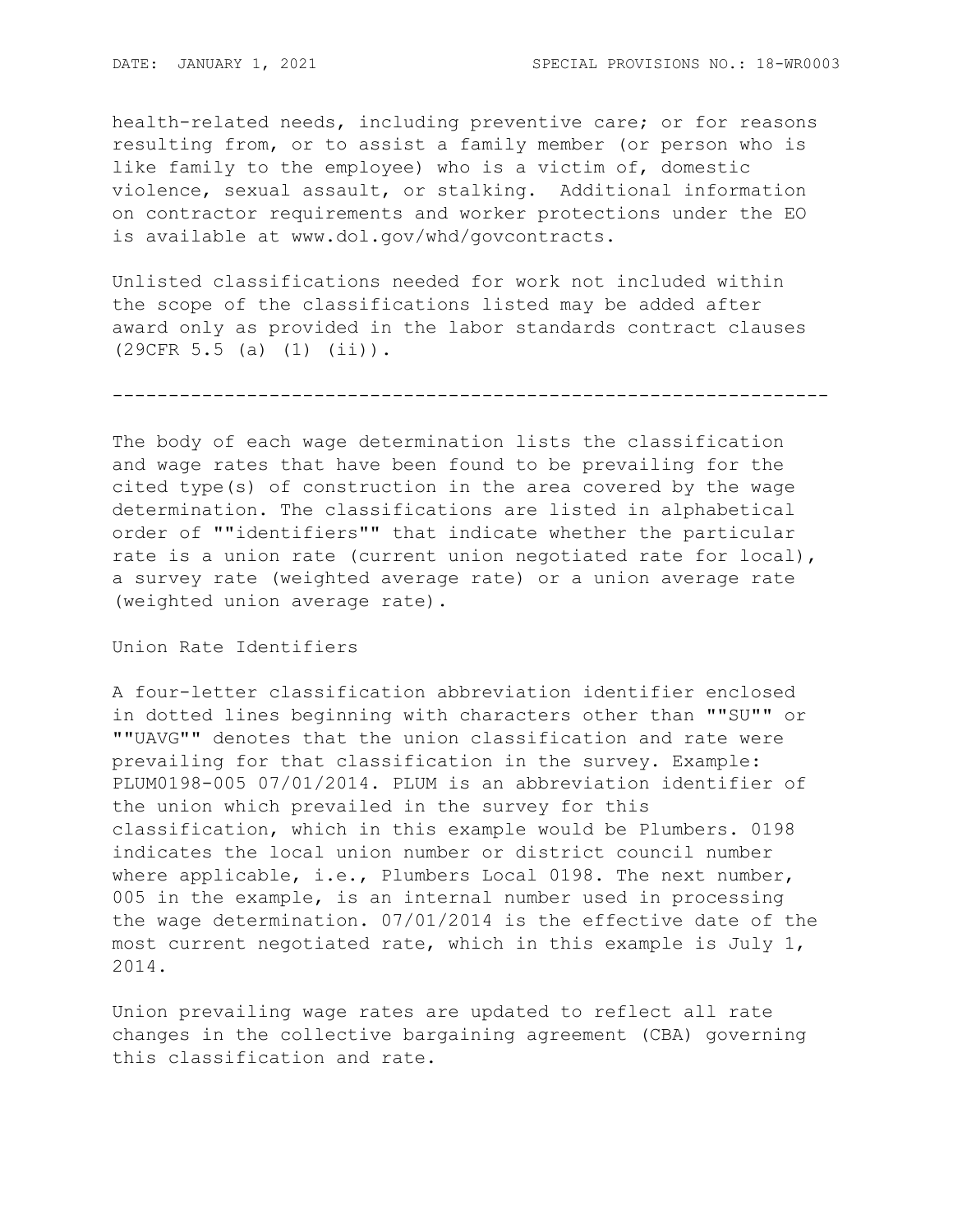health-related needs, including preventive care; or for reasons resulting from, or to assist a family member (or person who is like family to the employee) who is a victim of, domestic violence, sexual assault, or stalking. Additional information on contractor requirements and worker protections under the EO is available at www.dol.gov/whd/govcontracts.

Unlisted classifications needed for work not included within the scope of the classifications listed may be added after award only as provided in the labor standards contract clauses (29CFR 5.5 (a) (1) (ii)).

----------------------------------------------------------------

The body of each wage determination lists the classification and wage rates that have been found to be prevailing for the cited type(s) of construction in the area covered by the wage determination. The classifications are listed in alphabetical order of ""identifiers"" that indicate whether the particular rate is a union rate (current union negotiated rate for local), a survey rate (weighted average rate) or a union average rate (weighted union average rate).

Union Rate Identifiers

A four-letter classification abbreviation identifier enclosed in dotted lines beginning with characters other than ""SU"" or ""UAVG"" denotes that the union classification and rate were prevailing for that classification in the survey. Example: PLUM0198-005 07/01/2014. PLUM is an abbreviation identifier of the union which prevailed in the survey for this classification, which in this example would be Plumbers. 0198 indicates the local union number or district council number where applicable, i.e., Plumbers Local 0198. The next number, 005 in the example, is an internal number used in processing the wage determination. 07/01/2014 is the effective date of the most current negotiated rate, which in this example is July 1, 2014.

Union prevailing wage rates are updated to reflect all rate changes in the collective bargaining agreement (CBA) governing this classification and rate.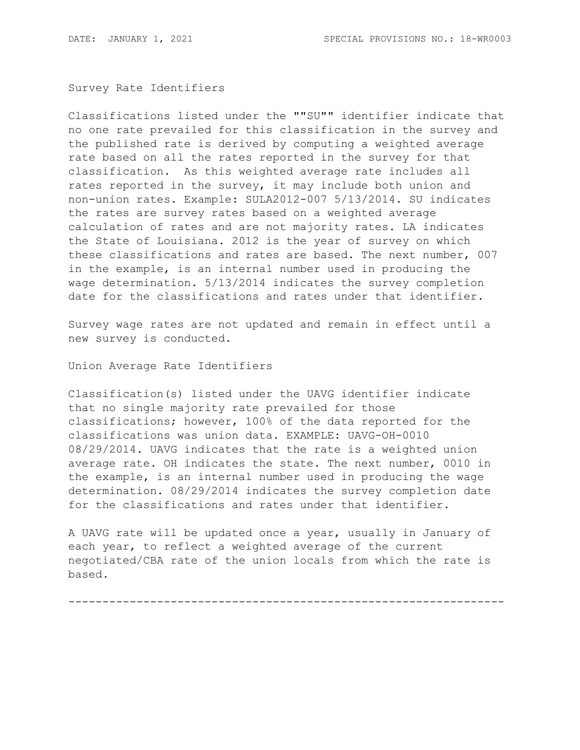Survey Rate Identifiers

Classifications listed under the ""SU"" identifier indicate that no one rate prevailed for this classification in the survey and the published rate is derived by computing a weighted average rate based on all the rates reported in the survey for that classification. As this weighted average rate includes all rates reported in the survey, it may include both union and non-union rates. Example: SULA2012-007 5/13/2014. SU indicates the rates are survey rates based on a weighted average calculation of rates and are not majority rates. LA indicates the State of Louisiana. 2012 is the year of survey on which these classifications and rates are based. The next number, 007 in the example, is an internal number used in producing the wage determination. 5/13/2014 indicates the survey completion date for the classifications and rates under that identifier.

Survey wage rates are not updated and remain in effect until a new survey is conducted.

Union Average Rate Identifiers

Classification(s) listed under the UAVG identifier indicate that no single majority rate prevailed for those classifications; however, 100% of the data reported for the classifications was union data. EXAMPLE: UAVG-OH-0010 08/29/2014. UAVG indicates that the rate is a weighted union average rate. OH indicates the state. The next number, 0010 in the example, is an internal number used in producing the wage determination. 08/29/2014 indicates the survey completion date for the classifications and rates under that identifier.

A UAVG rate will be updated once a year, usually in January of each year, to reflect a weighted average of the current negotiated/CBA rate of the union locals from which the rate is based.

----------------------------------------------------------------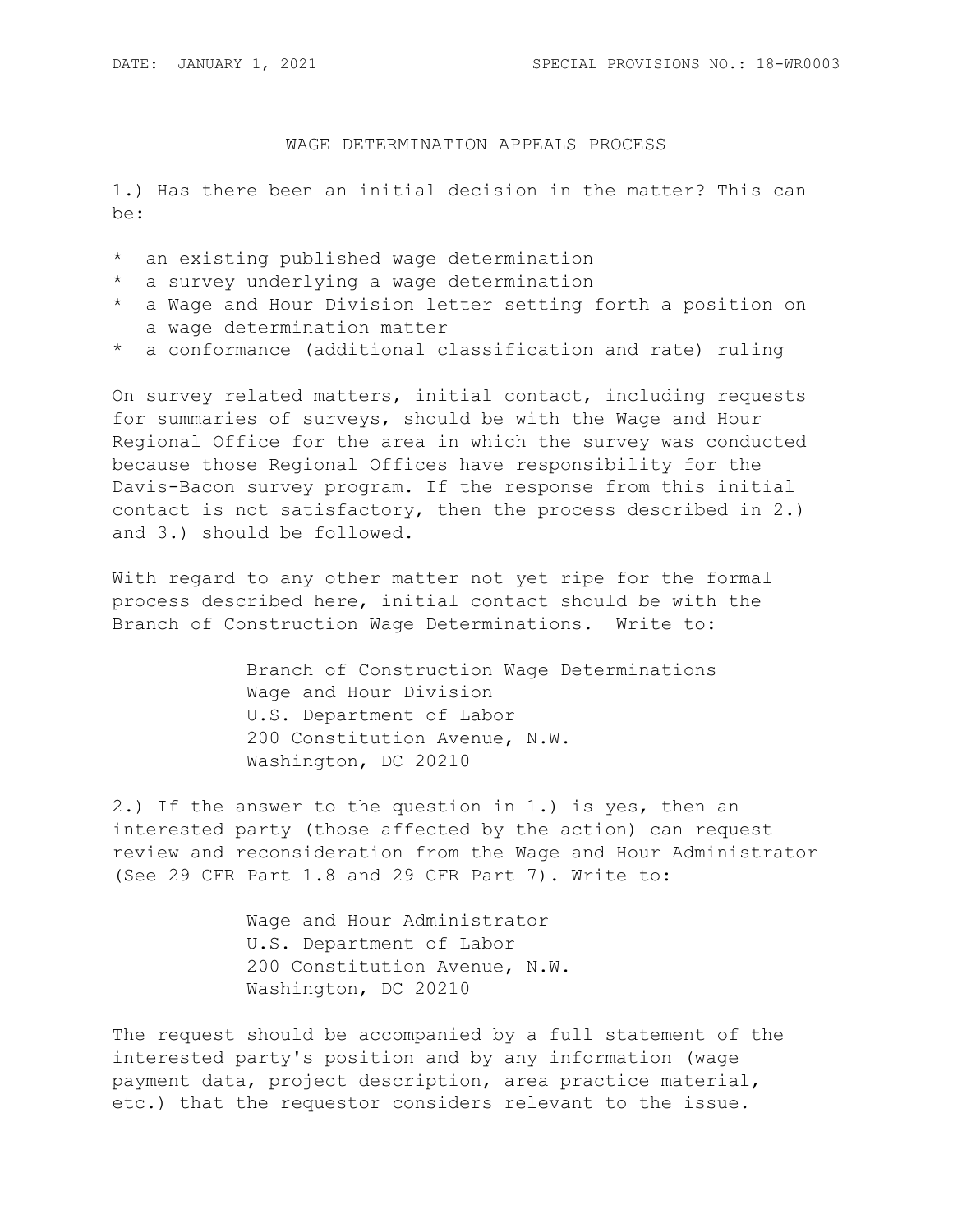DATE: JANUARY 1, 2021 SPECIAL PROVISIONS NO.: 18-WR0003

## WAGE DETERMINATION APPEALS PROCESS

1.) Has there been an initial decision in the matter? This can be:

* an existing published wage determination
* a survey underlying a wage determination
* a Wage and Hour Division letter setting forth a position on a wage determination matter
* a conformance (additional classification and rate) ruling

On survey related matters, initial contact, including requests for summaries of surveys, should be with the Wage and Hour Regional Office for the area in which the survey was conducted because those Regional Offices have responsibility for the Davis-Bacon survey program. If the response from this initial contact is not satisfactory, then the process described in 2.) and 3.) should be followed.

With regard to any other matter not yet ripe for the formal process described here, initial contact should be with the Branch of Construction Wage Determinations. Write to:

Branch of Construction Wage Determinations
Wage and Hour Division
U.S. Department of Labor
200 Constitution Avenue, N.W.
Washington, DC 20210

2.) If the answer to the question in 1.) is yes, then an interested party (those affected by the action) can request review and reconsideration from the Wage and Hour Administrator (See 29 CFR Part 1.8 and 29 CFR Part 7). Write to:

Wage and Hour Administrator
U.S. Department of Labor
200 Constitution Avenue, N.W.
Washington, DC 20210

The request should be accompanied by a full statement of the interested party's position and by any information (wage payment data, project description, area practice material, etc.) that the requestor considers relevant to the issue.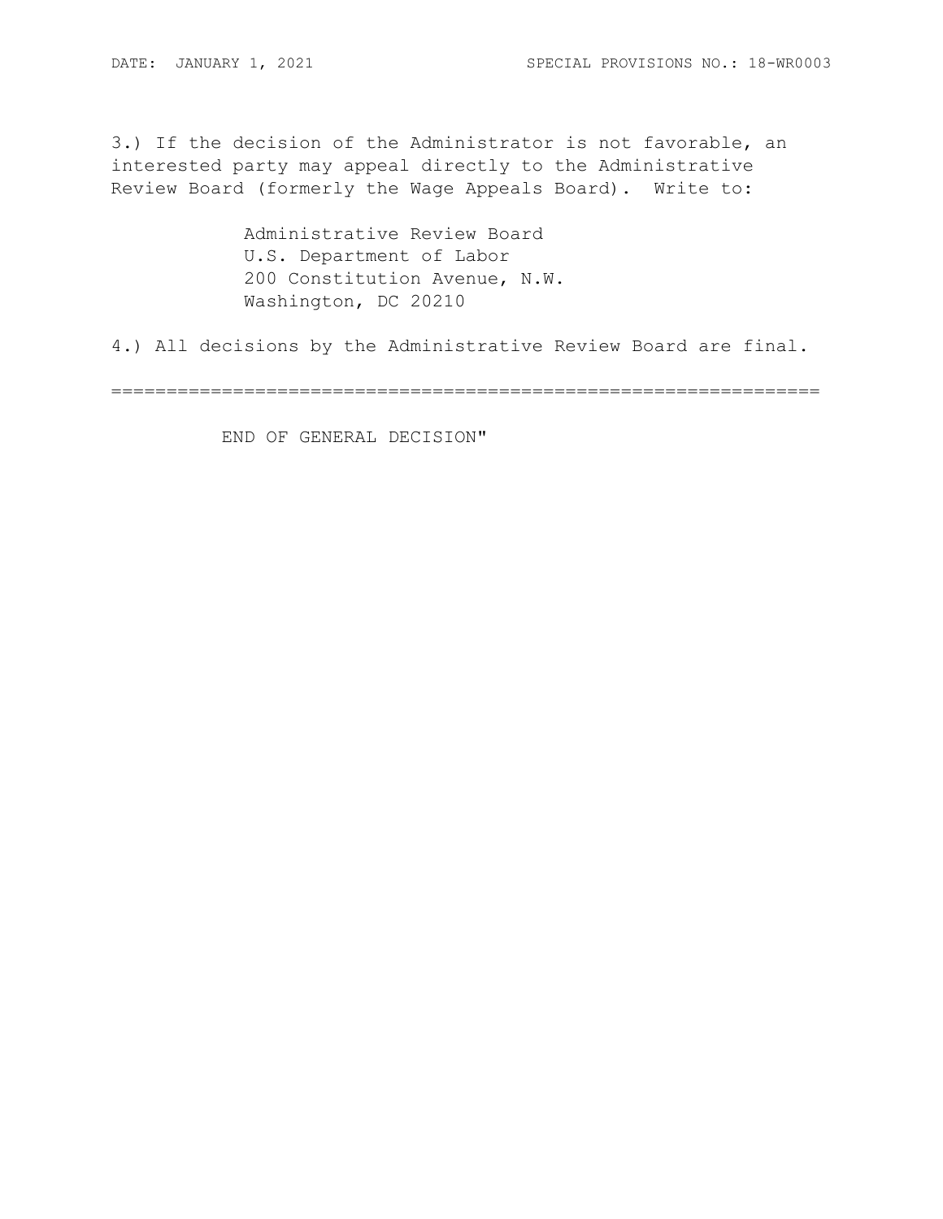3.) If the decision of the Administrator is not favorable, an interested party may appeal directly to the Administrative Review Board (formerly the Wage Appeals Board). Write to:

Administrative Review Board  
U.S. Department of Labor  
200 Constitution Avenue, N.W.  
Washington, DC 20210

4.) All decisions by the Administrative Review Board are final.

================================================================

END OF GENERAL DECISION"